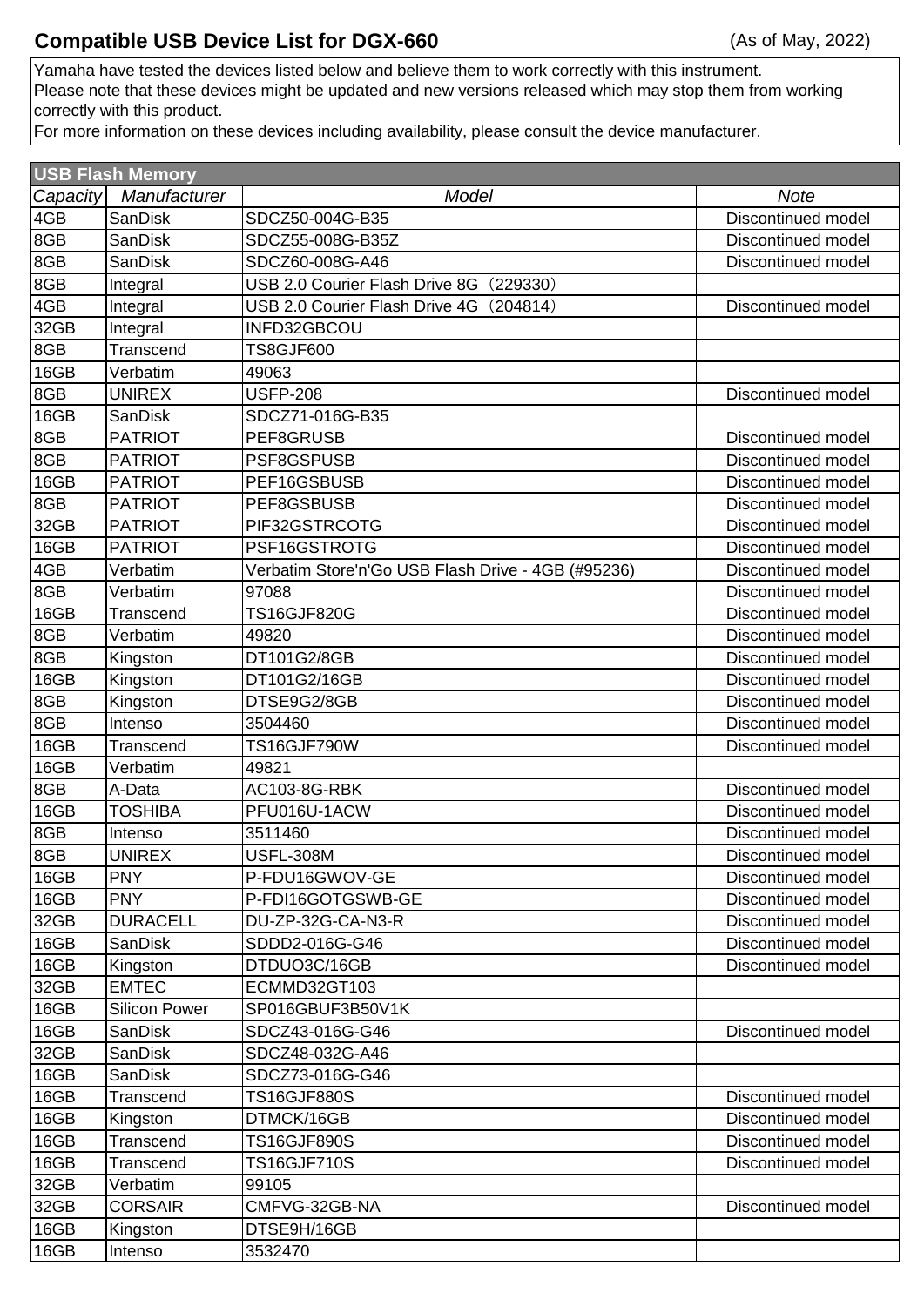# Compatible USB Device List for DGX-660

(As of May, 2022)

Yamaha have tested the devices listed below and believe them to work correctly with this instrument.
Please note that these devices might be updated and new versions released which may stop them from working correctly with this product.
For more information on these devices including availability, please consult the device manufacturer.

## USB Flash Memory

| *Capacity* | *Manufacturer* | *Model* | *Note* |
|---|---|---|---|
| 4GB | SanDisk | SDCZ50-004G-B35 | Discontinued model |
| 8GB | SanDisk | SDCZ55-008G-B35Z | Discontinued model |
| 8GB | SanDisk | SDCZ60-008G-A46 | Discontinued model |
| 8GB | Integral | USB 2.0 Courier Flash Drive 8G（229330） | |
| 4GB | Integral | USB 2.0 Courier Flash Drive 4G（204814） | Discontinued model |
| 32GB | Integral | INFD32GBCOU | |
| 8GB | Transcend | TS8GJF600 | |
| 16GB | Verbatim | 49063 | |
| 8GB | UNIREX | USFP-208 | Discontinued model |
| 16GB | SanDisk | SDCZ71-016G-B35 | |
| 8GB | PATRIOT | PEF8GRUSB | Discontinued model |
| 8GB | PATRIOT | PSF8GSPUSB | Discontinued model |
| 16GB | PATRIOT | PEF16GSBUSB | Discontinued model |
| 8GB | PATRIOT | PEF8GSBUSB | Discontinued model |
| 32GB | PATRIOT | PIF32GSTRCOTG | Discontinued model |
| 16GB | PATRIOT | PSF16GSTROTG | Discontinued model |
| 4GB | Verbatim | Verbatim Store'n'Go USB Flash Drive - 4GB (#95236) | Discontinued model |
| 8GB | Verbatim | 97088 | Discontinued model |
| 16GB | Transcend | TS16GJF820G | Discontinued model |
| 8GB | Verbatim | 49820 | Discontinued model |
| 8GB | Kingston | DT101G2/8GB | Discontinued model |
| 16GB | Kingston | DT101G2/16GB | Discontinued model |
| 8GB | Kingston | DTSE9G2/8GB | Discontinued model |
| 8GB | Intenso | 3504460 | Discontinued model |
| 16GB | Transcend | TS16GJF790W | Discontinued model |
| 16GB | Verbatim | 49821 | |
| 8GB | A-Data | AC103-8G-RBK | Discontinued model |
| 16GB | TOSHIBA | PFU016U-1ACW | Discontinued model |
| 8GB | Intenso | 3511460 | Discontinued model |
| 8GB | UNIREX | USFL-308M | Discontinued model |
| 16GB | PNY | P-FDU16GWOV-GE | Discontinued model |
| 16GB | PNY | P-FDI16GOTGSWB-GE | Discontinued model |
| 32GB | DURACELL | DU-ZP-32G-CA-N3-R | Discontinued model |
| 16GB | SanDisk | SDDD2-016G-G46 | Discontinued model |
| 16GB | Kingston | DTDUO3C/16GB | Discontinued model |
| 32GB | EMTEC | ECMMD32GT103 | |
| 16GB | Silicon Power | SP016GBUF3B50V1K | |
| 16GB | SanDisk | SDCZ43-016G-G46 | Discontinued model |
| 32GB | SanDisk | SDCZ48-032G-A46 | |
| 16GB | SanDisk | SDCZ73-016G-G46 | |
| 16GB | Transcend | TS16GJF880S | Discontinued model |
| 16GB | Kingston | DTMCK/16GB | Discontinued model |
| 16GB | Transcend | TS16GJF890S | Discontinued model |
| 16GB | Transcend | TS16GJF710S | Discontinued model |
| 32GB | Verbatim | 99105 | |
| 32GB | CORSAIR | CMFVG-32GB-NA | Discontinued model |
| 16GB | Kingston | DTSE9H/16GB | |
| 16GB | Intenso | 3532470 | |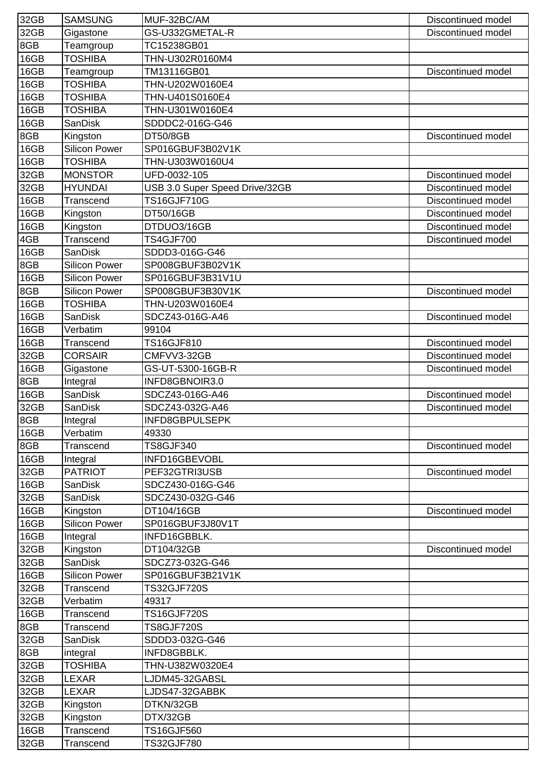| | | | |
|---|---|---|---|
| 32GB | SAMSUNG | MUF-32BC/AM | Discontinued model |
| 32GB | Gigastone | GS-U332GMETAL-R | Discontinued model |
| 8GB | Teamgroup | TC15238GB01 | |
| 16GB | TOSHIBA | THN-U302R0160M4 | |
| 16GB | Teamgroup | TM13116GB01 | Discontinued model |
| 16GB | TOSHIBA | THN-U202W0160E4 | |
| 16GB | TOSHIBA | THN-U401S0160E4 | |
| 16GB | TOSHIBA | THN-U301W0160E4 | |
| 16GB | SanDisk | SDDDC2-016G-G46 | |
| 8GB | Kingston | DT50/8GB | Discontinued model |
| 16GB | Silicon Power | SP016GBUF3B02V1K | |
| 16GB | TOSHIBA | THN-U303W0160U4 | |
| 32GB | MONSTOR | UFD-0032-105 | Discontinued model |
| 32GB | HYUNDAI | USB 3.0 Super Speed Drive/32GB | Discontinued model |
| 16GB | Transcend | TS16GJF710G | Discontinued model |
| 16GB | Kingston | DT50/16GB | Discontinued model |
| 16GB | Kingston | DTDUO3/16GB | Discontinued model |
| 4GB | Transcend | TS4GJF700 | Discontinued model |
| 16GB | SanDisk | SDDD3-016G-G46 | |
| 8GB | Silicon Power | SP008GBUF3B02V1K | |
| 16GB | Silicon Power | SP016GBUF3B31V1U | |
| 8GB | Silicon Power | SP008GBUF3B30V1K | Discontinued model |
| 16GB | TOSHIBA | THN-U203W0160E4 | |
| 16GB | SanDisk | SDCZ43-016G-A46 | Discontinued model |
| 16GB | Verbatim | 99104 | |
| 16GB | Transcend | TS16GJF810 | Discontinued model |
| 32GB | CORSAIR | CMFVV3-32GB | Discontinued model |
| 16GB | Gigastone | GS-UT-5300-16GB-R | Discontinued model |
| 8GB | Integral | INFD8GBNOIR3.0 | |
| 16GB | SanDisk | SDCZ43-016G-A46 | Discontinued model |
| 32GB | SanDisk | SDCZ43-032G-A46 | Discontinued model |
| 8GB | Integral | INFD8GBPULSEPK | |
| 16GB | Verbatim | 49330 | |
| 8GB | Transcend | TS8GJF340 | Discontinued model |
| 16GB | Integral | INFD16GBEVOBL | |
| 32GB | PATRIOT | PEF32GTRI3USB | Discontinued model |
| 16GB | SanDisk | SDCZ430-016G-G46 | |
| 32GB | SanDisk | SDCZ430-032G-G46 | |
| 16GB | Kingston | DT104/16GB | Discontinued model |
| 16GB | Silicon Power | SP016GBUF3J80V1T | |
| 16GB | Integral | INFD16GBBLK. | |
| 32GB | Kingston | DT104/32GB | Discontinued model |
| 32GB | SanDisk | SDCZ73-032G-G46 | |
| 16GB | Silicon Power | SP016GBUF3B21V1K | |
| 32GB | Transcend | TS32GJF720S | |
| 32GB | Verbatim | 49317 | |
| 16GB | Transcend | TS16GJF720S | |
| 8GB | Transcend | TS8GJF720S | |
| 32GB | SanDisk | SDDD3-032G-G46 | |
| 8GB | integral | INFD8GBBLK. | |
| 32GB | TOSHIBA | THN-U382W0320E4 | |
| 32GB | LEXAR | LJDM45-32GABSL | |
| 32GB | LEXAR | LJDS47-32GABBK | |
| 32GB | Kingston | DTKN/32GB | |
| 32GB | Kingston | DTX/32GB | |
| 16GB | Transcend | TS16GJF560 | |
| 32GB | Transcend | TS32GJF780 | |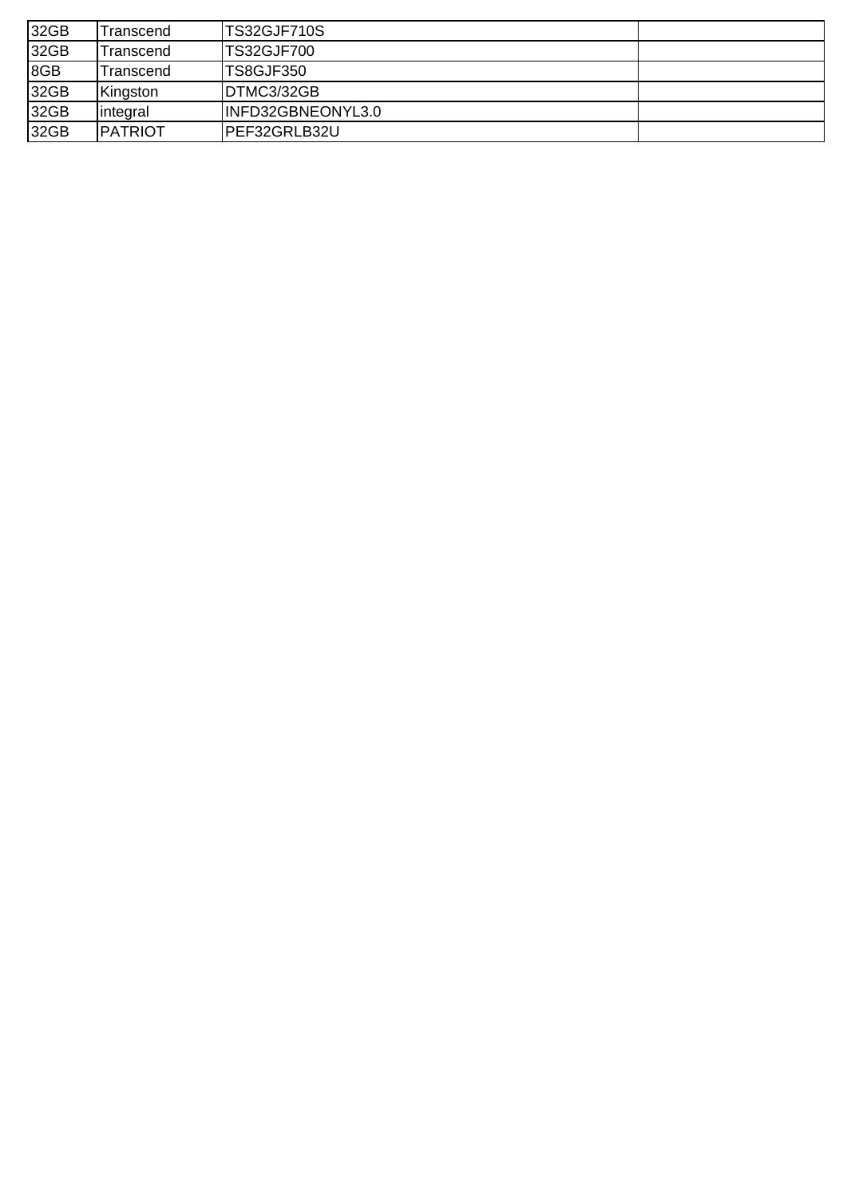| | | | |
|---|---|---|---|
| 32GB | Transcend | TS32GJF710S | |
| 32GB | Transcend | TS32GJF700 | |
| 8GB | Transcend | TS8GJF350 | |
| 32GB | Kingston | DTMC3/32GB | |
| 32GB | integral | INFD32GBNEONYL3.0 | |
| 32GB | PATRIOT | PEF32GRLB32U | |